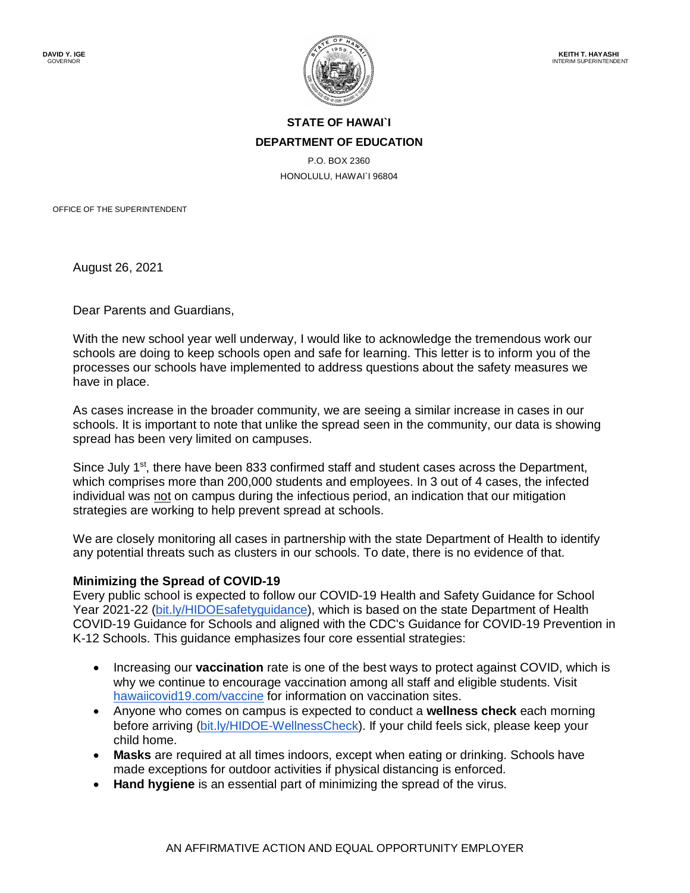**DAVID Y. IGE**
GOVERNOR

**KEITH T. HAYASHI**
INTERIM SUPERINTENDENT

**STATE OF HAWAI`I**

**DEPARTMENT OF EDUCATION**

P.O. BOX 2360
HONOLULU, HAWAI`I 96804

OFFICE OF THE SUPERINTENDENT

August 26, 2021

Dear Parents and Guardians,

With the new school year well underway, I would like to acknowledge the tremendous work our schools are doing to keep schools open and safe for learning. This letter is to inform you of the processes our schools have implemented to address questions about the safety measures we have in place.

As cases increase in the broader community, we are seeing a similar increase in cases in our schools. It is important to note that unlike the spread seen in the community, our data is showing spread has been very limited on campuses.

Since July 1st, there have been 833 confirmed staff and student cases across the Department, which comprises more than 200,000 students and employees. In 3 out of 4 cases, the infected individual was not on campus during the infectious period, an indication that our mitigation strategies are working to help prevent spread at schools.

We are closely monitoring all cases in partnership with the state Department of Health to identify any potential threats such as clusters in our schools. To date, there is no evidence of that.

**Minimizing the Spread of COVID-19**

Every public school is expected to follow our COVID-19 Health and Safety Guidance for School Year 2021-22 (bit.ly/HIDOEsafetyguidance), which is based on the state Department of Health COVID-19 Guidance for Schools and aligned with the CDC's Guidance for COVID-19 Prevention in K-12 Schools. This guidance emphasizes four core essential strategies:

- Increasing our **vaccination** rate is one of the best ways to protect against COVID, which is why we continue to encourage vaccination among all staff and eligible students. Visit hawaiicovid19.com/vaccine for information on vaccination sites.
- Anyone who comes on campus is expected to conduct a **wellness check** each morning before arriving (bit.ly/HIDOE-WellnessCheck). If your child feels sick, please keep your child home.
- **Masks** are required at all times indoors, except when eating or drinking. Schools have made exceptions for outdoor activities if physical distancing is enforced.
- **Hand hygiene** is an essential part of minimizing the spread of the virus.

AN AFFIRMATIVE ACTION AND EQUAL OPPORTUNITY EMPLOYER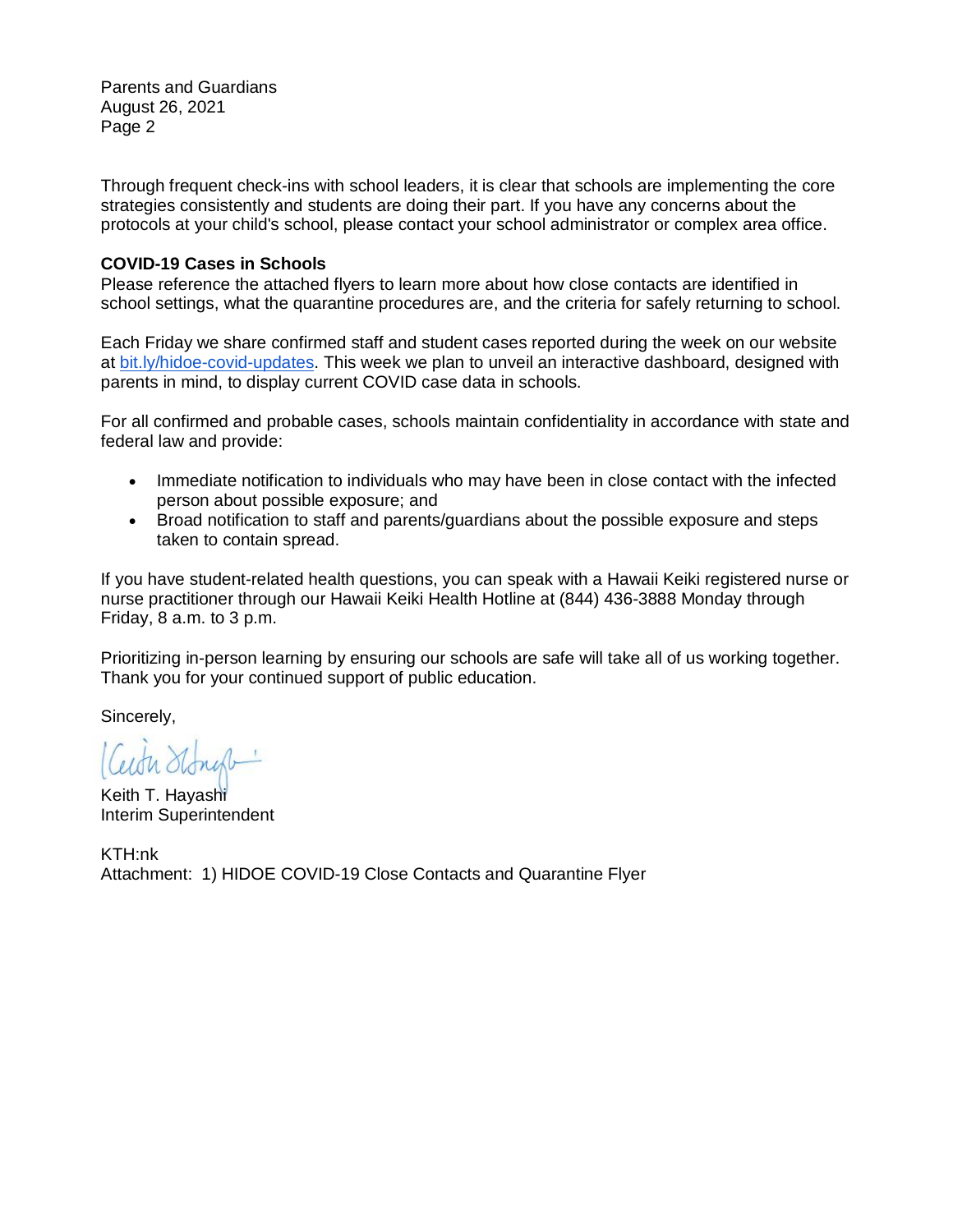Through frequent check-ins with school leaders, it is clear that schools are implementing the core strategies consistently and students are doing their part. If you have any concerns about the protocols at your child's school, please contact your school administrator or complex area office.

**COVID-19 Cases in Schools**

Please reference the attached flyers to learn more about how close contacts are identified in school settings, what the quarantine procedures are, and the criteria for safely returning to school.

Each Friday we share confirmed staff and student cases reported during the week on our website at bit.ly/hidoe-covid-updates. This week we plan to unveil an interactive dashboard, designed with parents in mind, to display current COVID case data in schools.

For all confirmed and probable cases, schools maintain confidentiality in accordance with state and federal law and provide:

- Immediate notification to individuals who may have been in close contact with the infected person about possible exposure; and
- Broad notification to staff and parents/guardians about the possible exposure and steps taken to contain spread.

If you have student-related health questions, you can speak with a Hawaii Keiki registered nurse or nurse practitioner through our Hawaii Keiki Health Hotline at (844) 436-3888 Monday through Friday, 8 a.m. to 3 p.m.

Prioritizing in-person learning by ensuring our schools are safe will take all of us working together. Thank you for your continued support of public education.

Sincerely,

Keith T. Hayashi
Interim Superintendent

KTH:nk
Attachment: 1) HIDOE COVID-19 Close Contacts and Quarantine Flyer